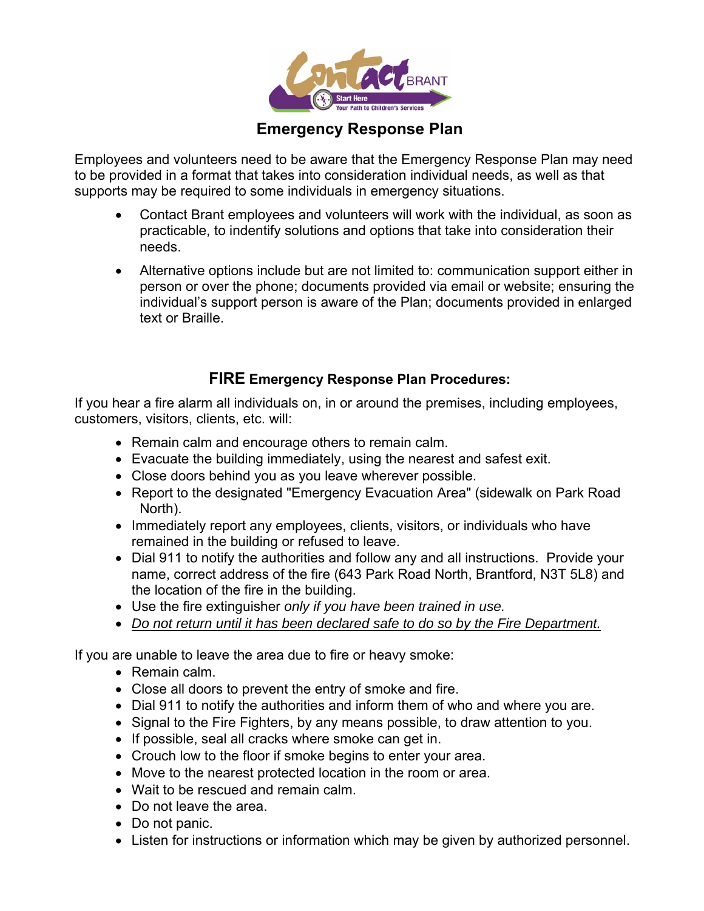# Emergency Response Plan

Employees and volunteers need to be aware that the Emergency Response Plan may need to be provided in a format that takes into consideration individual needs, as well as that supports may be required to some individuals in emergency situations.

- Contact Brant employees and volunteers will work with the individual, as soon as practicable, to indentify solutions and options that take into consideration their needs.
- Alternative options include but are not limited to: communication support either in person or over the phone; documents provided via email or website; ensuring the individual's support person is aware of the Plan; documents provided in enlarged text or Braille.

## FIRE Emergency Response Plan Procedures:

If you hear a fire alarm all individuals on, in or around the premises, including employees, customers, visitors, clients, etc. will:

- Remain calm and encourage others to remain calm.
- Evacuate the building immediately, using the nearest and safest exit.
- Close doors behind you as you leave wherever possible.
- Report to the designated "Emergency Evacuation Area" (sidewalk on Park Road North).
- Immediately report any employees, clients, visitors, or individuals who have remained in the building or refused to leave.
- Dial 911 to notify the authorities and follow any and all instructions. Provide your name, correct address of the fire (643 Park Road North, Brantford, N3T 5L8) and the location of the fire in the building.
- Use the fire extinguisher *only if you have been trained in use.*
- *Do not return until it has been declared safe to do so by the Fire Department.*

If you are unable to leave the area due to fire or heavy smoke:

- Remain calm.
- Close all doors to prevent the entry of smoke and fire.
- Dial 911 to notify the authorities and inform them of who and where you are.
- Signal to the Fire Fighters, by any means possible, to draw attention to you.
- If possible, seal all cracks where smoke can get in.
- Crouch low to the floor if smoke begins to enter your area.
- Move to the nearest protected location in the room or area.
- Wait to be rescued and remain calm.
- Do not leave the area.
- Do not panic.
- Listen for instructions or information which may be given by authorized personnel.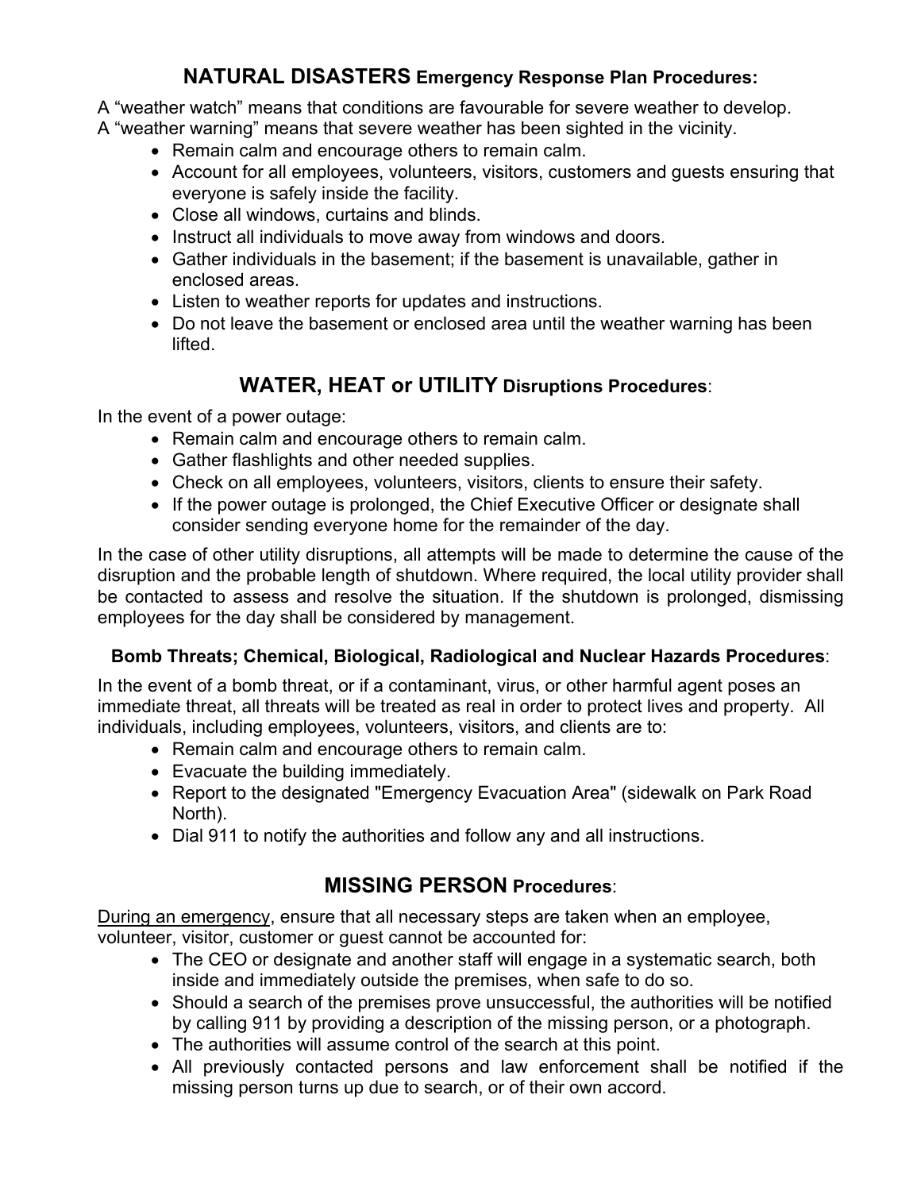## **NATURAL DISASTERS** Emergency Response Plan Procedures:

A "weather watch" means that conditions are favourable for severe weather to develop.
A "weather warning" means that severe weather has been sighted in the vicinity.

- Remain calm and encourage others to remain calm.
- Account for all employees, volunteers, visitors, customers and guests ensuring that everyone is safely inside the facility.
- Close all windows, curtains and blinds.
- Instruct all individuals to move away from windows and doors.
- Gather individuals in the basement; if the basement is unavailable, gather in enclosed areas.
- Listen to weather reports for updates and instructions.
- Do not leave the basement or enclosed area until the weather warning has been lifted.

## **WATER, HEAT or UTILITY** Disruptions Procedures:

In the event of a power outage:

- Remain calm and encourage others to remain calm.
- Gather flashlights and other needed supplies.
- Check on all employees, volunteers, visitors, clients to ensure their safety.
- If the power outage is prolonged, the Chief Executive Officer or designate shall consider sending everyone home for the remainder of the day.

In the case of other utility disruptions, all attempts will be made to determine the cause of the disruption and the probable length of shutdown. Where required, the local utility provider shall be contacted to assess and resolve the situation. If the shutdown is prolonged, dismissing employees for the day shall be considered by management.

### **Bomb Threats; Chemical, Biological, Radiological and Nuclear Hazards Procedures**:

In the event of a bomb threat, or if a contaminant, virus, or other harmful agent poses an immediate threat, all threats will be treated as real in order to protect lives and property. All individuals, including employees, volunteers, visitors, and clients are to:

- Remain calm and encourage others to remain calm.
- Evacuate the building immediately.
- Report to the designated "Emergency Evacuation Area" (sidewalk on Park Road North).
- Dial 911 to notify the authorities and follow any and all instructions.

## **MISSING PERSON** Procedures:

<u>During an emergency</u>, ensure that all necessary steps are taken when an employee, volunteer, visitor, customer or guest cannot be accounted for:

- The CEO or designate and another staff will engage in a systematic search, both inside and immediately outside the premises, when safe to do so.
- Should a search of the premises prove unsuccessful, the authorities will be notified by calling 911 by providing a description of the missing person, or a photograph.
- The authorities will assume control of the search at this point.
- All previously contacted persons and law enforcement shall be notified if the missing person turns up due to search, or of their own accord.